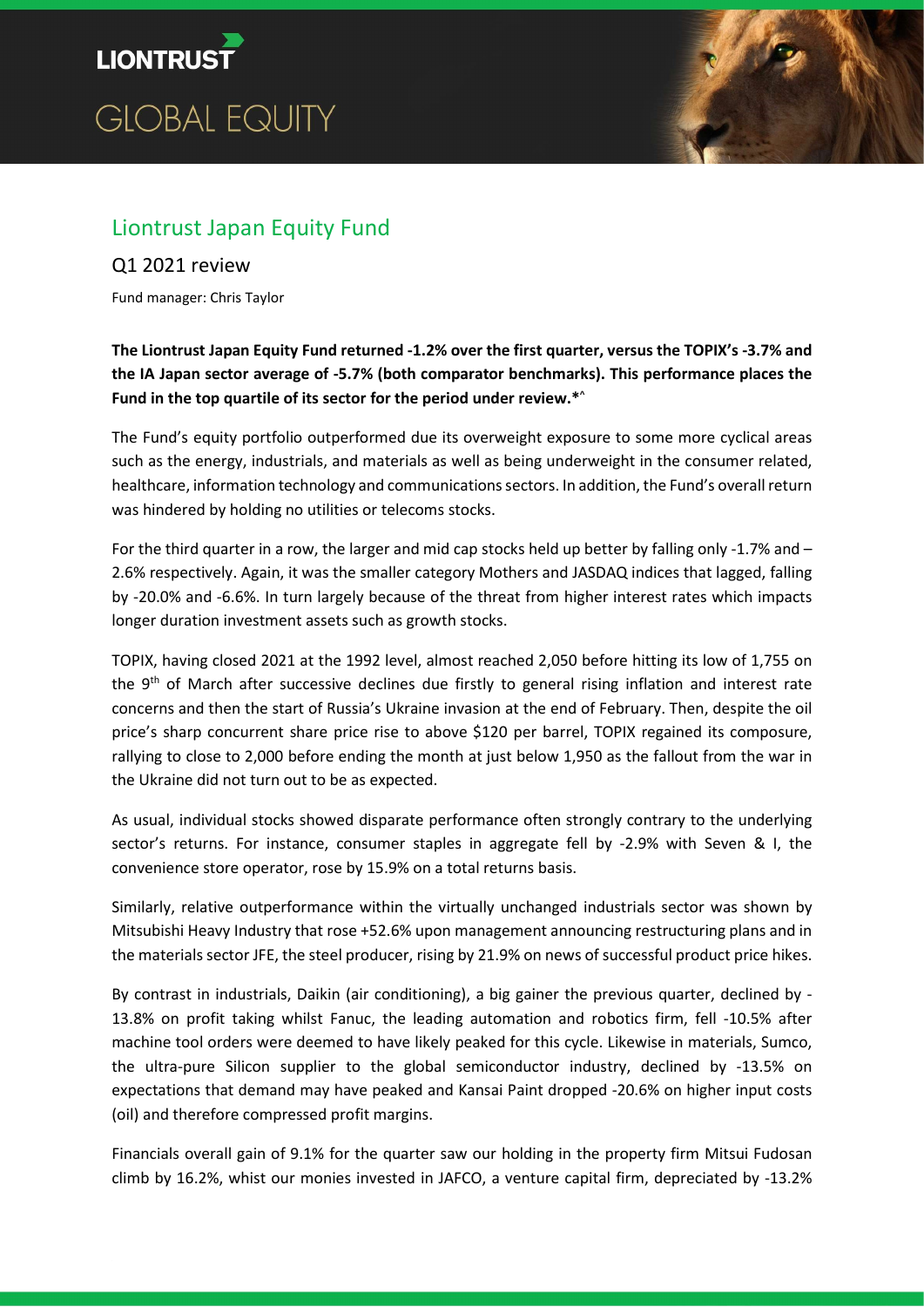LIONTRUST

GLOBAL EQUITY

# Liontrust Japan Equity Fund

## Q1 2021 review

Fund manager: Chris Taylor

**The Liontrust Japan Equity Fund returned -1.2% over the first quarter, versus the TOPIX's -3.7% and the IA Japan sector average of -5.7% (both comparator benchmarks). This performance places the Fund in the top quartile of its sector for the period under review.*^**

The Fund's equity portfolio outperformed due its overweight exposure to some more cyclical areas such as the energy, industrials, and materials as well as being underweight in the consumer related, healthcare, information technology and communications sectors. In addition, the Fund's overall return was hindered by holding no utilities or telecoms stocks.

For the third quarter in a row, the larger and mid cap stocks held up better by falling only -1.7% and – 2.6% respectively. Again, it was the smaller category Mothers and JASDAQ indices that lagged, falling by -20.0% and -6.6%. In turn largely because of the threat from higher interest rates which impacts longer duration investment assets such as growth stocks.

TOPIX, having closed 2021 at the 1992 level, almost reached 2,050 before hitting its low of 1,755 on the 9th of March after successive declines due firstly to general rising inflation and interest rate concerns and then the start of Russia's Ukraine invasion at the end of February. Then, despite the oil price's sharp concurrent share price rise to above $120 per barrel, TOPIX regained its composure, rallying to close to 2,000 before ending the month at just below 1,950 as the fallout from the war in the Ukraine did not turn out to be as expected.

As usual, individual stocks showed disparate performance often strongly contrary to the underlying sector's returns. For instance, consumer staples in aggregate fell by -2.9% with Seven & I, the convenience store operator, rose by 15.9% on a total returns basis.

Similarly, relative outperformance within the virtually unchanged industrials sector was shown by Mitsubishi Heavy Industry that rose +52.6% upon management announcing restructuring plans and in the materials sector JFE, the steel producer, rising by 21.9% on news of successful product price hikes.

By contrast in industrials, Daikin (air conditioning), a big gainer the previous quarter, declined by -13.8% on profit taking whilst Fanuc, the leading automation and robotics firm, fell -10.5% after machine tool orders were deemed to have likely peaked for this cycle. Likewise in materials, Sumco, the ultra-pure Silicon supplier to the global semiconductor industry, declined by -13.5% on expectations that demand may have peaked and Kansai Paint dropped -20.6% on higher input costs (oil) and therefore compressed profit margins.

Financials overall gain of 9.1% for the quarter saw our holding in the property firm Mitsui Fudosan climb by 16.2%, whist our monies invested in JAFCO, a venture capital firm, depreciated by -13.2%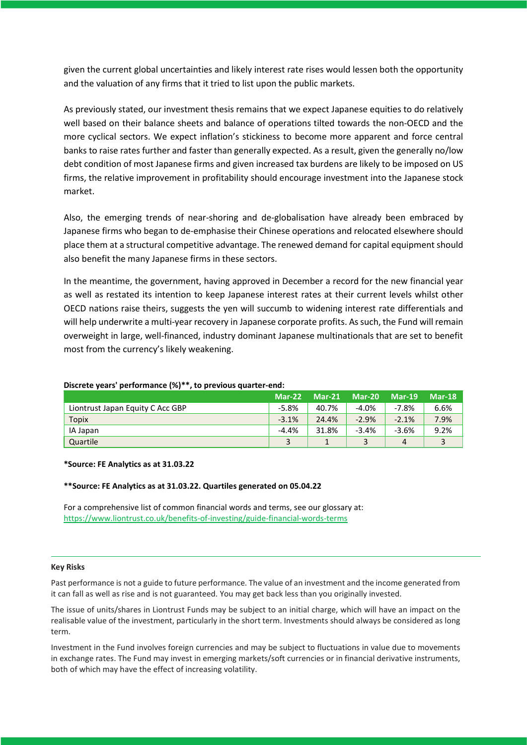given the current global uncertainties and likely interest rate rises would lessen both the opportunity and the valuation of any firms that it tried to list upon the public markets.

As previously stated, our investment thesis remains that we expect Japanese equities to do relatively well based on their balance sheets and balance of operations tilted towards the non-OECD and the more cyclical sectors. We expect inflation's stickiness to become more apparent and force central banks to raise rates further and faster than generally expected. As a result, given the generally no/low debt condition of most Japanese firms and given increased tax burdens are likely to be imposed on US firms, the relative improvement in profitability should encourage investment into the Japanese stock market.

Also, the emerging trends of near-shoring and de-globalisation have already been embraced by Japanese firms who began to de-emphasise their Chinese operations and relocated elsewhere should place them at a structural competitive advantage. The renewed demand for capital equipment should also benefit the many Japanese firms in these sectors.

In the meantime, the government, having approved in December a record for the new financial year as well as restated its intention to keep Japanese interest rates at their current levels whilst other OECD nations raise theirs, suggests the yen will succumb to widening interest rate differentials and will help underwrite a multi-year recovery in Japanese corporate profits. As such, the Fund will remain overweight in large, well-financed, industry dominant Japanese multinationals that are set to benefit most from the currency's likely weakening.

**Discrete years' performance (%)\*\*, to previous quarter-end:**

| | Mar-22 | Mar-21 | Mar-20 | Mar-19 | Mar-18 |
|---|---|---|---|---|---|
| Liontrust Japan Equity C Acc GBP | -5.8% | 40.7% | -4.0% | -7.8% | 6.6% |
| Topix | -3.1% | 24.4% | -2.9% | -2.1% | 7.9% |
| IA Japan | -4.4% | 31.8% | -3.4% | -3.6% | 9.2% |
| Quartile | 3 | 1 | 3 | 4 | 3 |

**\*Source: FE Analytics as at 31.03.22**

**\*\*Source: FE Analytics as at 31.03.22. Quartiles generated on 05.04.22**

For a comprehensive list of common financial words and terms, see our glossary at: https://www.liontrust.co.uk/benefits-of-investing/guide-financial-words-terms

**Key Risks**

Past performance is not a guide to future performance. The value of an investment and the income generated from it can fall as well as rise and is not guaranteed. You may get back less than you originally invested.

The issue of units/shares in Liontrust Funds may be subject to an initial charge, which will have an impact on the realisable value of the investment, particularly in the short term. Investments should always be considered as long term.

Investment in the Fund involves foreign currencies and may be subject to fluctuations in value due to movements in exchange rates. The Fund may invest in emerging markets/soft currencies or in financial derivative instruments, both of which may have the effect of increasing volatility.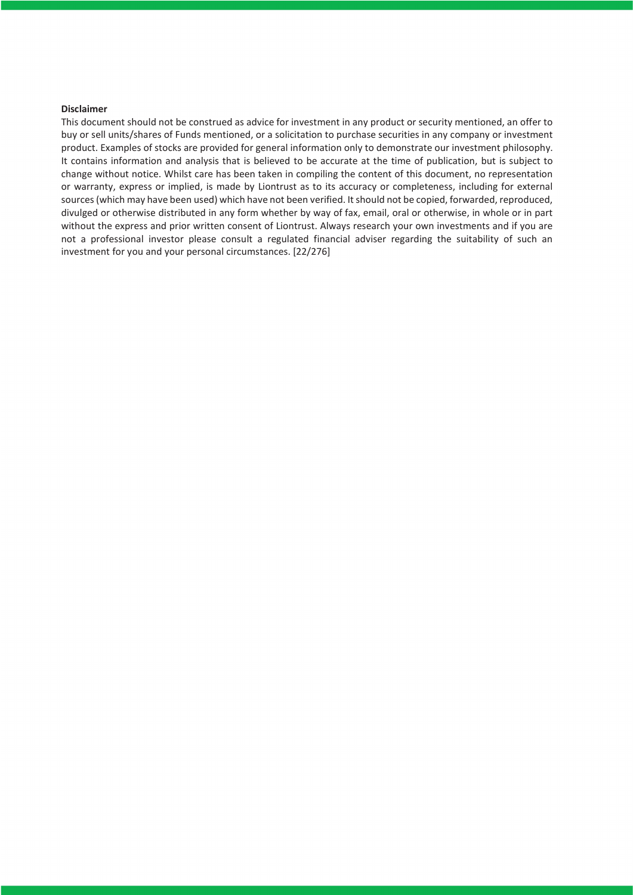**Disclaimer**

This document should not be construed as advice for investment in any product or security mentioned, an offer to buy or sell units/shares of Funds mentioned, or a solicitation to purchase securities in any company or investment product. Examples of stocks are provided for general information only to demonstrate our investment philosophy. It contains information and analysis that is believed to be accurate at the time of publication, but is subject to change without notice. Whilst care has been taken in compiling the content of this document, no representation or warranty, express or implied, is made by Liontrust as to its accuracy or completeness, including for external sources (which may have been used) which have not been verified. It should not be copied, forwarded, reproduced, divulged or otherwise distributed in any form whether by way of fax, email, oral or otherwise, in whole or in part without the express and prior written consent of Liontrust. Always research your own investments and if you are not a professional investor please consult a regulated financial adviser regarding the suitability of such an investment for you and your personal circumstances. [22/276]